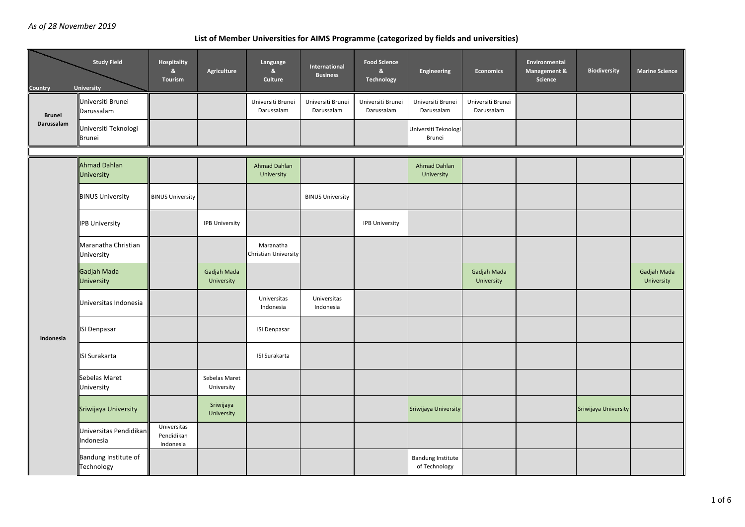*As of 28 November 2019*

## List of Member Universities for AIMS Programme (categorized by fields and universities)

| Country | University | Hospitality & Tourism | Agriculture | Language & Culture | International Business | Food Science & Technology | Engineering | Economics | Environmental Management & Science | Biodiversity | Marine Science |
|---|---|---|---|---|---|---|---|---|---|---|---|
| Brunei Darussalam | Universiti Brunei Darussalam | | | Universiti Brunei Darussalam | Universiti Brunei Darussalam | Universiti Brunei Darussalam | Universiti Brunei Darussalam | Universiti Brunei Darussalam | | | |
| | Universiti Teknologi Brunei | | | | | | Universiti Teknologi Brunei | | | | |
| Indonesia | Ahmad Dahlan University | | | Ahmad Dahlan University | | | Ahmad Dahlan University | | | | |
| | BINUS University | BINUS University | | | BINUS University | | | | | | |
| | IPB University | | IPB University | | | IPB University | | | | | |
| | Maranatha Christian University | | | Maranatha Christian University | | | | | | | |
| | Gadjah Mada University | | Gadjah Mada University | | | | | Gadjah Mada University | | | Gadjah Mada University |
| | Universitas Indonesia | | | Universitas Indonesia | Universitas Indonesia | | | | | | |
| | ISI Denpasar | | | ISI Denpasar | | | | | | | |
| | ISI Surakarta | | | ISI Surakarta | | | | | | | |
| | Sebelas Maret University | | Sebelas Maret University | | | | | | | | |
| | Sriwijaya University | | Sriwijaya University | | | | Sriwijaya University | | | Sriwijaya University | |
| | Universitas Pendidikan Indonesia | Universitas Pendidikan Indonesia | | | | | | | | | |
| | Bandung Institute of Technology | | | | | | Bandung Institute of Technology | | | | |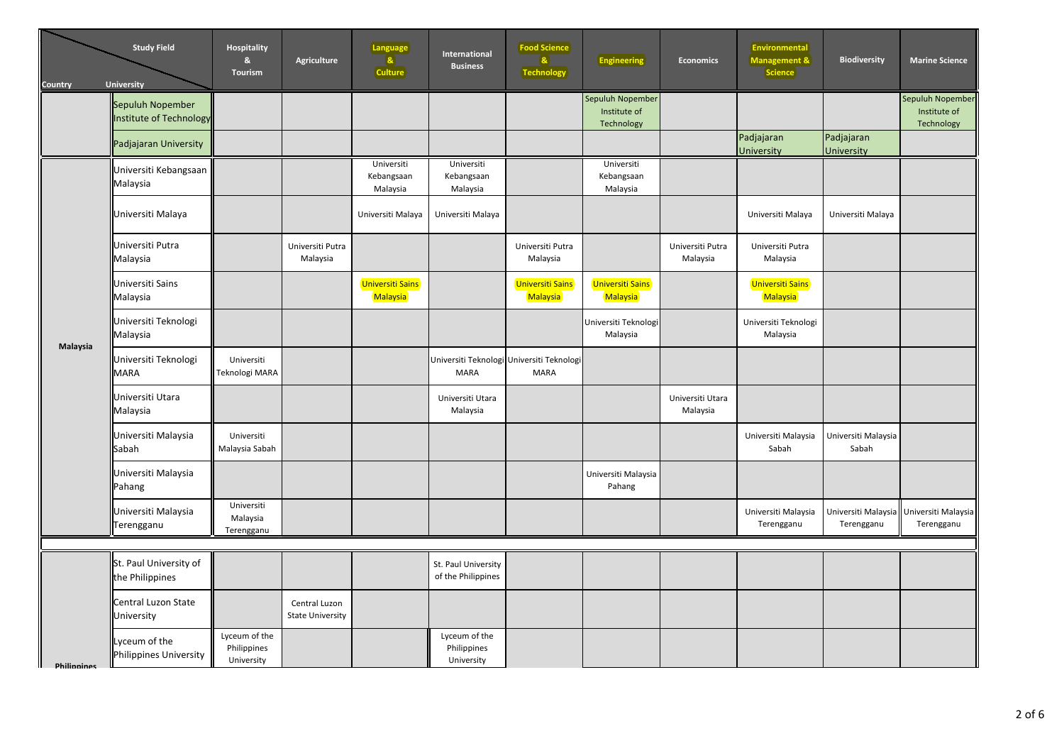| Country | University | Hospitality & Tourism | Agriculture | Language & Culture | International Business | Food Science & Technology | Engineering | Economics | Environmental Management & Science | Biodiversity | Marine Science |
|---|---|---|---|---|---|---|---|---|---|---|---|
| | Sepuluh Nopember Institute of Technology | | | | | | Sepuluh Nopember Institute of Technology | | | | Sepuluh Nopember Institute of Technology |
| | Padjajaran University | | | | | | | | Padjajaran University | Padjajaran University | |
| Malaysia | Universiti Kebangsaan Malaysia | | | Universiti Kebangsaan Malaysia | Universiti Kebangsaan Malaysia | | Universiti Kebangsaan Malaysia | | | | |
| | Universiti Malaya | | | Universiti Malaya | Universiti Malaya | | | | Universiti Malaya | Universiti Malaya | |
| | Universiti Putra Malaysia | | Universiti Putra Malaysia | | | Universiti Putra Malaysia | | Universiti Putra Malaysia | Universiti Putra Malaysia | | |
| | Universiti Sains Malaysia | | | Universiti Sains Malaysia | | Universiti Sains Malaysia | Universiti Sains Malaysia | | Universiti Sains Malaysia | | |
| | Universiti Teknologi Malaysia | | | | | | Universiti Teknologi Malaysia | | Universiti Teknologi Malaysia | | |
| | Universiti Teknologi MARA | Universiti Teknologi MARA | | | Universiti Teknologi MARA | Universiti Teknologi MARA | | | | | |
| | Universiti Utara Malaysia | | | | Universiti Utara Malaysia | | | Universiti Utara Malaysia | | | |
| | Universiti Malaysia Sabah | Universiti Malaysia Sabah | | | | | | | Universiti Malaysia Sabah | Universiti Malaysia Sabah | |
| | Universiti Malaysia Pahang | | | | | | Universiti Malaysia Pahang | | | | |
| | Universiti Malaysia Terengganu | Universiti Malaysia Terengganu | | | | | | | Universiti Malaysia Terengganu | Universiti Malaysia Terengganu | Universiti Malaysia Terengganu |
| | | | | | | | | | | | |
| Philippines | St. Paul University of the Philippines | | | | St. Paul University of the Philippines | | | | | | |
| | Central Luzon State University | | Central Luzon State University | | | | | | | | |
| | Lyceum of the Philippines University | Lyceum of the Philippines University | | | Lyceum of the Philippines University | | | | | | |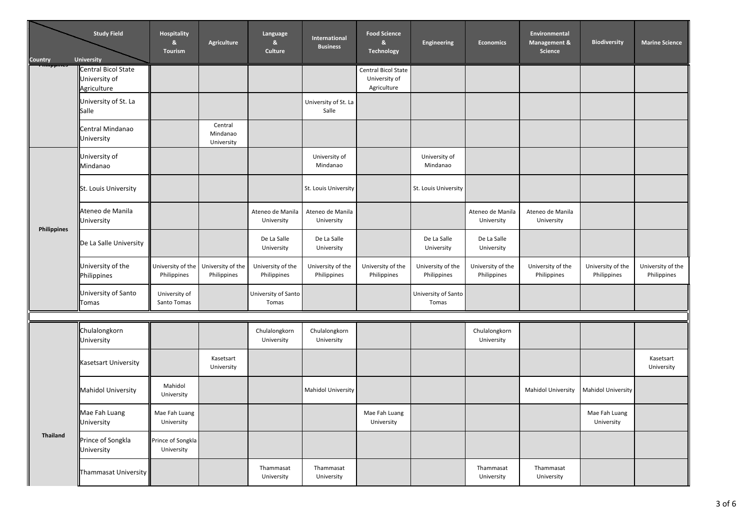| Country | University | Hospitality & Tourism | Agriculture | Language & Culture | International Business | Food Science & Technology | Engineering | Economics | Environmental Management & Science | Biodiversity | Marine Science |
|---|---|---|---|---|---|---|---|---|---|---|---|
| Philippines | Central Bicol State University of Agriculture | | | | | Central Bicol State University of Agriculture | | | | | |
| | University of St. La Salle | | | | University of St. La Salle | | | | | | |
| | Central Mindanao University | | Central Mindanao University | | | | | | | | |
| Philippines | University of Mindanao | | | | University of Mindanao | | University of Mindanao | | | | |
| | St. Louis University | | | | St. Louis University | | St. Louis University | | | | |
| | Ateneo de Manila University | | | Ateneo de Manila University | Ateneo de Manila University | | | Ateneo de Manila University | Ateneo de Manila University | | |
| | De La Salle University | | | De La Salle University | De La Salle University | | De La Salle University | De La Salle University | | | |
| | University of the Philippines | University of the Philippines | University of the Philippines | University of the Philippines | University of the Philippines | University of the Philippines | University of the Philippines | University of the Philippines | University of the Philippines | University of the Philippines | University of the Philippines |
| | University of Santo Tomas | University of Santo Tomas | | University of Santo Tomas | | | University of Santo Tomas | | | | |
| Thailand | Chulalongkorn University | | | Chulalongkorn University | Chulalongkorn University | | | Chulalongkorn University | | | |
| | Kasetsart University | | Kasetsart University | | | | | | | | Kasetsart University |
| | Mahidol University | Mahidol University | | | Mahidol University | | | | Mahidol University | Mahidol University | |
| | Mae Fah Luang University | Mae Fah Luang University | | | | Mae Fah Luang University | | | | Mae Fah Luang University | |
| | Prince of Songkla University | Prince of Songkla University | | | | | | | | | |
| | Thammasat University | | | Thammasat University | Thammasat University | | | Thammasat University | Thammasat University | | |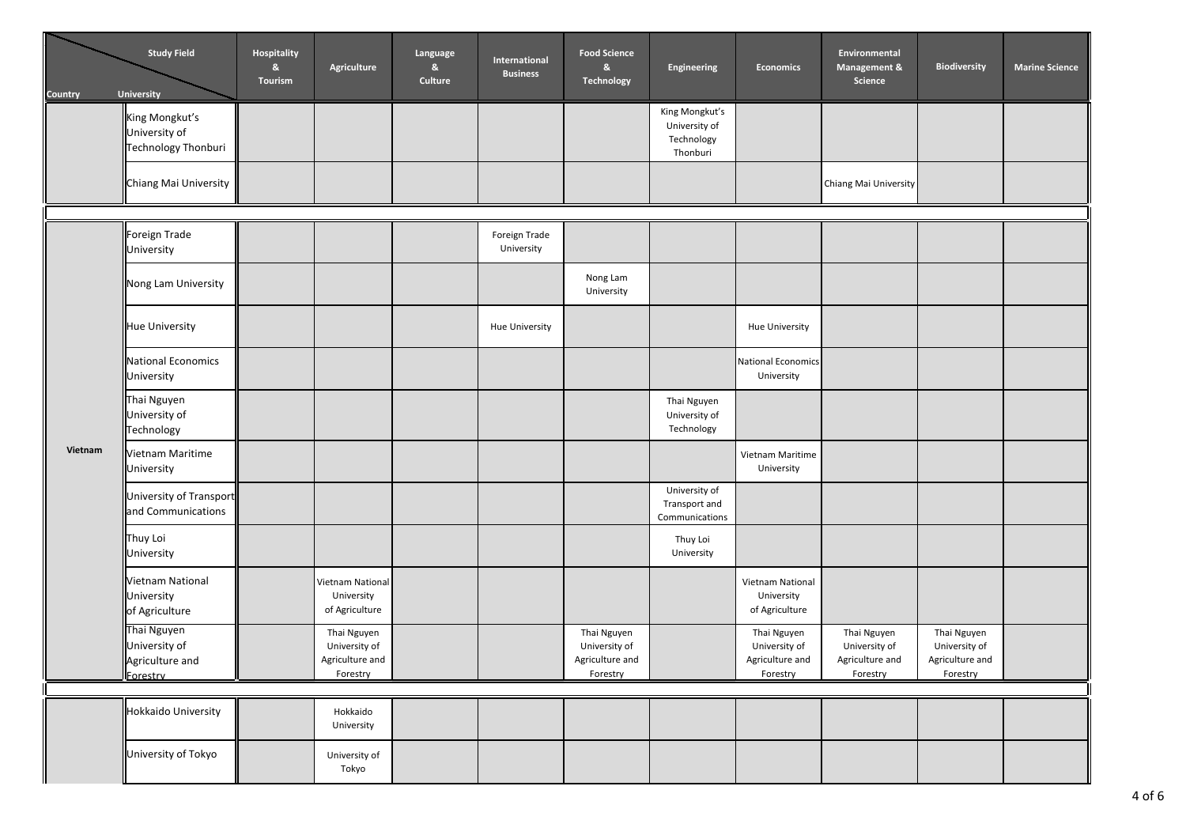| Country | University | Hospitality & Tourism | Agriculture | Language & Culture | International Business | Food Science & Technology | Engineering | Economics | Environmental Management & Science | Biodiversity | Marine Science |
|---|---|---|---|---|---|---|---|---|---|---|---|
| | King Mongkut's University of Technology Thonburi | | | | | | King Mongkut's University of Technology Thonburi | | | | |
| | Chiang Mai University | | | | | | | | Chiang Mai University | | |
| | | | | | | | | | | | |
| Vietnam | Foreign Trade University | | | | Foreign Trade University | | | | | | |
| | Nong Lam University | | | | | Nong Lam University | | | | | |
| | Hue University | | | | Hue University | | | Hue University | | | |
| | National Economics University | | | | | | | National Economics University | | | |
| | Thai Nguyen University of Technology | | | | | | Thai Nguyen University of Technology | | | | |
| | Vietnam Maritime University | | | | | | | Vietnam Maritime University | | | |
| | University of Transport and Communications | | | | | | University of Transport and Communications | | | | |
| | Thuy Loi University | | | | | | Thuy Loi University | | | | |
| | Vietnam National University of Agriculture | | Vietnam National University of Agriculture | | | | | Vietnam National University of Agriculture | | | |
| | Thai Nguyen University of Agriculture and Forestry | | Thai Nguyen University of Agriculture and Forestry | | | Thai Nguyen University of Agriculture and Forestry | | Thai Nguyen University of Agriculture and Forestry | Thai Nguyen University of Agriculture and Forestry | Thai Nguyen University of Agriculture and Forestry | |
| | | | | | | | | | | | |
| | Hokkaido University | | Hokkaido University | | | | | | | | |
| | University of Tokyo | | University of Tokyo | | | | | | | | |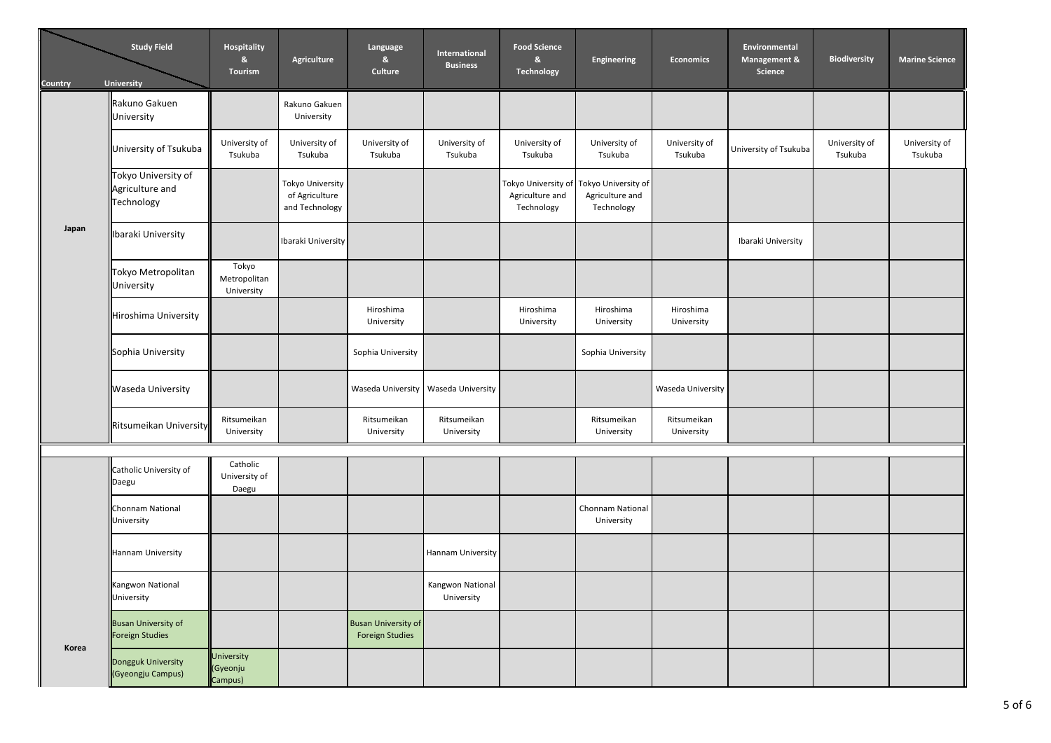| Country | University | Hospitality & Tourism | Agriculture | Language & Culture | International Business | Food Science & Technology | Engineering | Economics | Environmental Management & Science | Biodiversity | Marine Science |
|---|---|---|---|---|---|---|---|---|---|---|---|
| Japan | Rakuno Gakuen University | | Rakuno Gakuen University | | | | | | | | |
| | University of Tsukuba | University of Tsukuba | University of Tsukuba | University of Tsukuba | University of Tsukuba | University of Tsukuba | University of Tsukuba | University of Tsukuba | University of Tsukuba | University of Tsukuba | University of Tsukuba |
| | Tokyo University of Agriculture and Technology | | Tokyo University of Agriculture and Technology | | | Tokyo University of Agriculture and Technology | Tokyo University of Agriculture and Technology | | | | |
| | Ibaraki University | | Ibaraki University | | | | | | Ibaraki University | | |
| | Tokyo Metropolitan University | Tokyo Metropolitan University | | | | | | | | | |
| | Hiroshima University | | | Hiroshima University | | Hiroshima University | Hiroshima University | Hiroshima University | | | |
| | Sophia University | | | Sophia University | | | Sophia University | | | | |
| | Waseda University | | | Waseda University | Waseda University | | | Waseda University | | | |
| | Ritsumeikan University | Ritsumeikan University | | Ritsumeikan University | Ritsumeikan University | | Ritsumeikan University | Ritsumeikan University | | | |
| Korea | Catholic University of Daegu | Catholic University of Daegu | | | | | | | | | |
| | Chonnam National University | | | | | | Chonnam National University | | | | |
| | Hannam University | | | | Hannam University | | | | | | |
| | Kangwon National University | | | | Kangwon National University | | | | | | |
| | Busan University of Foreign Studies | | | Busan University of Foreign Studies | | | | | | | |
| | Dongguk University (Gyeongju Campus) | University (Gyeonju Campus) | | | | | | | | | |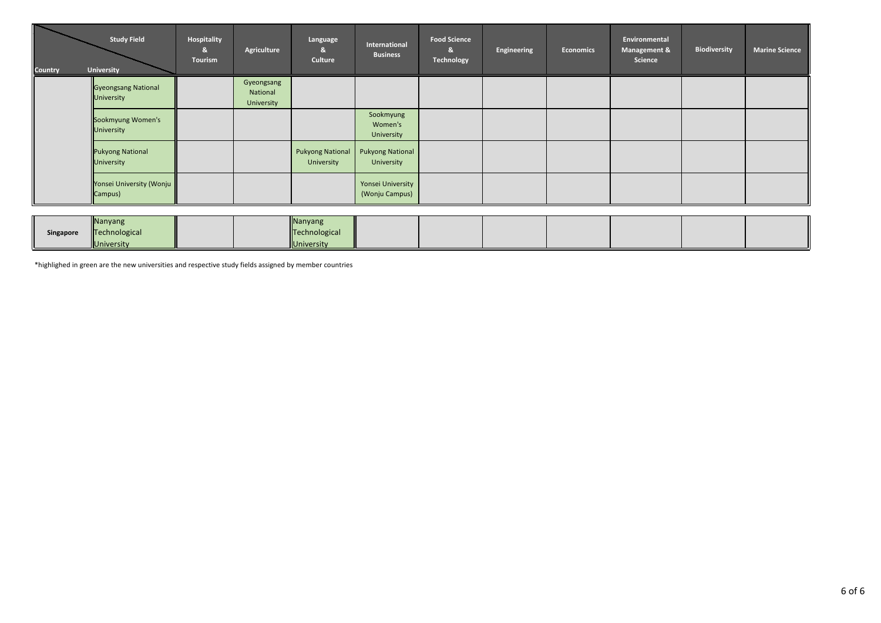| Country | Study Field / University | Hospitality & Tourism | Agriculture | Language & Culture | International Business | Food Science & Technology | Engineering | Economics | Environmental Management & Science | Biodiversity | Marine Science |
|---|---|---|---|---|---|---|---|---|---|---|---|
| | Gyeongsang National University | | Gyeongsang National University | | | | | | | | |
| | Sookmyung Women's University | | | | Sookmyung Women's University | | | | | | |
| | Pukyong National University | | | Pukyong National University | Pukyong National University | | | | | | |
| | Yonsei University (Wonju Campus) | | | | Yonsei University (Wonju Campus) | | | | | | |
| Singapore | Nanyang Technological University | | | Nanyang Technological University | | | | | | | |

*highlighed in green are the new universities and respective study fields assigned by member countries